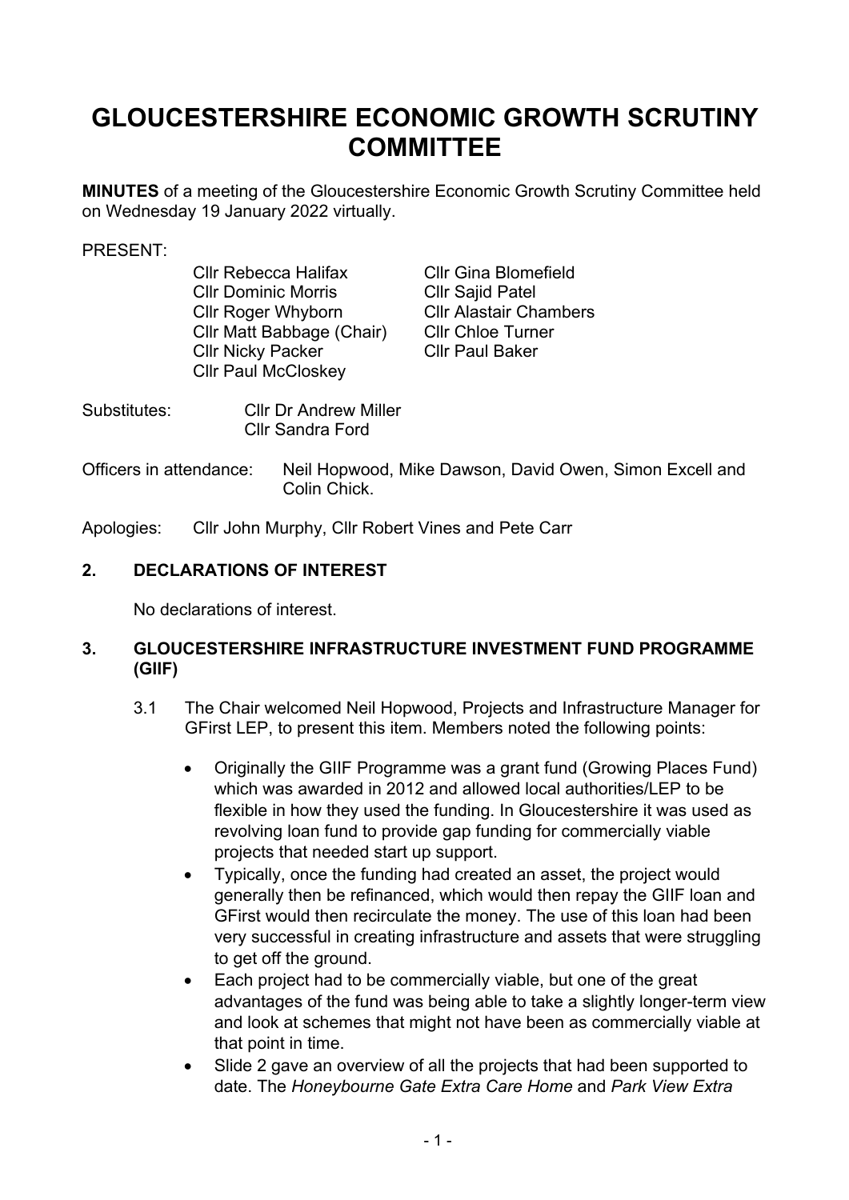# GLOUCESTERSHIRE ECONOMIC GROWTH SCRUTINY COMMITTEE

**MINUTES** of a meeting of the Gloucestershire Economic Growth Scrutiny Committee held on Wednesday 19 January 2022 virtually.

PRESENT:

| | |
|---|---|
| Cllr Rebecca Halifax | Cllr Gina Blomefield |
| Cllr Dominic Morris | Cllr Sajid Patel |
| Cllr Roger Whyborn | Cllr Alastair Chambers |
| Cllr Matt Babbage (Chair) | Cllr Chloe Turner |
| Cllr Nicky Packer | Cllr Paul Baker |
| Cllr Paul McCloskey | |

Substitutes: Cllr Dr Andrew Miller
Cllr Sandra Ford

Officers in attendance: Neil Hopwood, Mike Dawson, David Owen, Simon Excell and Colin Chick.

Apologies: Cllr John Murphy, Cllr Robert Vines and Pete Carr

## 2. DECLARATIONS OF INTEREST

No declarations of interest.

## 3. GLOUCESTERSHIRE INFRASTRUCTURE INVESTMENT FUND PROGRAMME (GIIF)

3.1 The Chair welcomed Neil Hopwood, Projects and Infrastructure Manager for GFirst LEP, to present this item. Members noted the following points:

- Originally the GIIF Programme was a grant fund (Growing Places Fund) which was awarded in 2012 and allowed local authorities/LEP to be flexible in how they used the funding. In Gloucestershire it was used as revolving loan fund to provide gap funding for commercially viable projects that needed start up support.
- Typically, once the funding had created an asset, the project would generally then be refinanced, which would then repay the GIIF loan and GFirst would then recirculate the money. The use of this loan had been very successful in creating infrastructure and assets that were struggling to get off the ground.
- Each project had to be commercially viable, but one of the great advantages of the fund was being able to take a slightly longer-term view and look at schemes that might not have been as commercially viable at that point in time.
- Slide 2 gave an overview of all the projects that had been supported to date. The *Honeybourne Gate Extra Care Home* and *Park View Extra*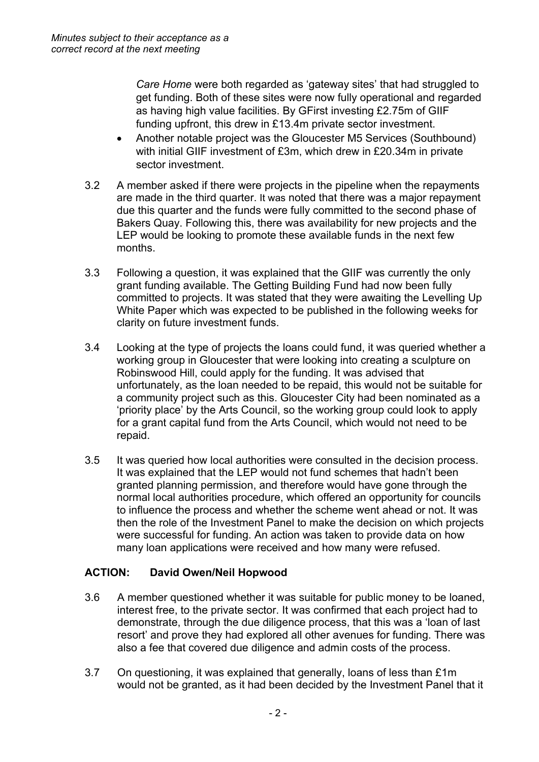*Minutes subject to their acceptance as a correct record at the next meeting*

*Care Home* were both regarded as 'gateway sites' that had struggled to get funding. Both of these sites were now fully operational and regarded as having high value facilities. By GFirst investing £2.75m of GIIF funding upfront, this drew in £13.4m private sector investment.

- Another notable project was the Gloucester M5 Services (Southbound) with initial GIIF investment of £3m, which drew in £20.34m in private sector investment.

3.2 A member asked if there were projects in the pipeline when the repayments are made in the third quarter. It was noted that there was a major repayment due this quarter and the funds were fully committed to the second phase of Bakers Quay. Following this, there was availability for new projects and the LEP would be looking to promote these available funds in the next few months.

3.3 Following a question, it was explained that the GIIF was currently the only grant funding available. The Getting Building Fund had now been fully committed to projects. It was stated that they were awaiting the Levelling Up White Paper which was expected to be published in the following weeks for clarity on future investment funds.

3.4 Looking at the type of projects the loans could fund, it was queried whether a working group in Gloucester that were looking into creating a sculpture on Robinswood Hill, could apply for the funding. It was advised that unfortunately, as the loan needed to be repaid, this would not be suitable for a community project such as this. Gloucester City had been nominated as a 'priority place' by the Arts Council, so the working group could look to apply for a grant capital fund from the Arts Council, which would not need to be repaid.

3.5 It was queried how local authorities were consulted in the decision process. It was explained that the LEP would not fund schemes that hadn't been granted planning permission, and therefore would have gone through the normal local authorities procedure, which offered an opportunity for councils to influence the process and whether the scheme went ahead or not. It was then the role of the Investment Panel to make the decision on which projects were successful for funding. An action was taken to provide data on how many loan applications were received and how many were refused.

**ACTION: David Owen/Neil Hopwood**

3.6 A member questioned whether it was suitable for public money to be loaned, interest free, to the private sector. It was confirmed that each project had to demonstrate, through the due diligence process, that this was a 'loan of last resort' and prove they had explored all other avenues for funding. There was also a fee that covered due diligence and admin costs of the process.

3.7 On questioning, it was explained that generally, loans of less than £1m would not be granted, as it had been decided by the Investment Panel that it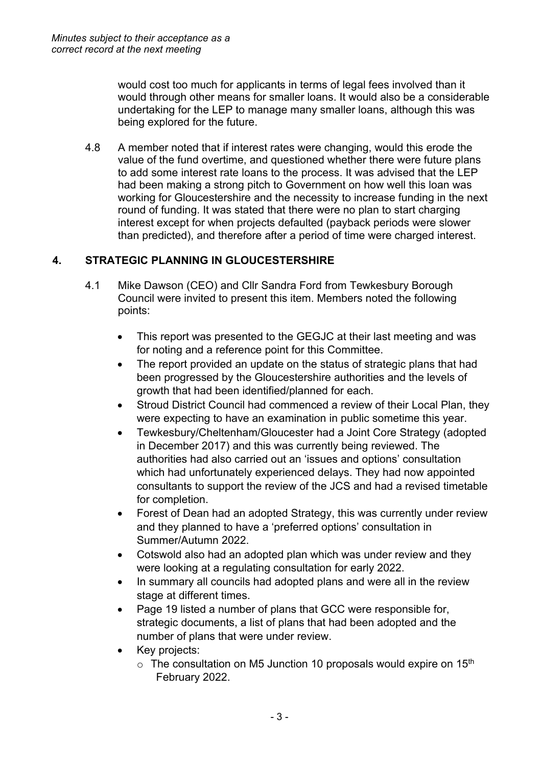*Minutes subject to their acceptance as a correct record at the next meeting*

would cost too much for applicants in terms of legal fees involved than it would through other means for smaller loans. It would also be a considerable undertaking for the LEP to manage many smaller loans, although this was being explored for the future.

4.8 A member noted that if interest rates were changing, would this erode the value of the fund overtime, and questioned whether there were future plans to add some interest rate loans to the process. It was advised that the LEP had been making a strong pitch to Government on how well this loan was working for Gloucestershire and the necessity to increase funding in the next round of funding. It was stated that there were no plan to start charging interest except for when projects defaulted (payback periods were slower than predicted), and therefore after a period of time were charged interest.

## 4. STRATEGIC PLANNING IN GLOUCESTERSHIRE

4.1 Mike Dawson (CEO) and Cllr Sandra Ford from Tewkesbury Borough Council were invited to present this item. Members noted the following points:

- This report was presented to the GEGJC at their last meeting and was for noting and a reference point for this Committee.
- The report provided an update on the status of strategic plans that had been progressed by the Gloucestershire authorities and the levels of growth that had been identified/planned for each.
- Stroud District Council had commenced a review of their Local Plan, they were expecting to have an examination in public sometime this year.
- Tewkesbury/Cheltenham/Gloucester had a Joint Core Strategy (adopted in December 2017) and this was currently being reviewed. The authorities had also carried out an 'issues and options' consultation which had unfortunately experienced delays. They had now appointed consultants to support the review of the JCS and had a revised timetable for completion.
- Forest of Dean had an adopted Strategy, this was currently under review and they planned to have a 'preferred options' consultation in Summer/Autumn 2022.
- Cotswold also had an adopted plan which was under review and they were looking at a regulating consultation for early 2022.
- In summary all councils had adopted plans and were all in the review stage at different times.
- Page 19 listed a number of plans that GCC were responsible for, strategic documents, a list of plans that had been adopted and the number of plans that were under review.
- Key projects:
  - The consultation on M5 Junction 10 proposals would expire on 15th February 2022.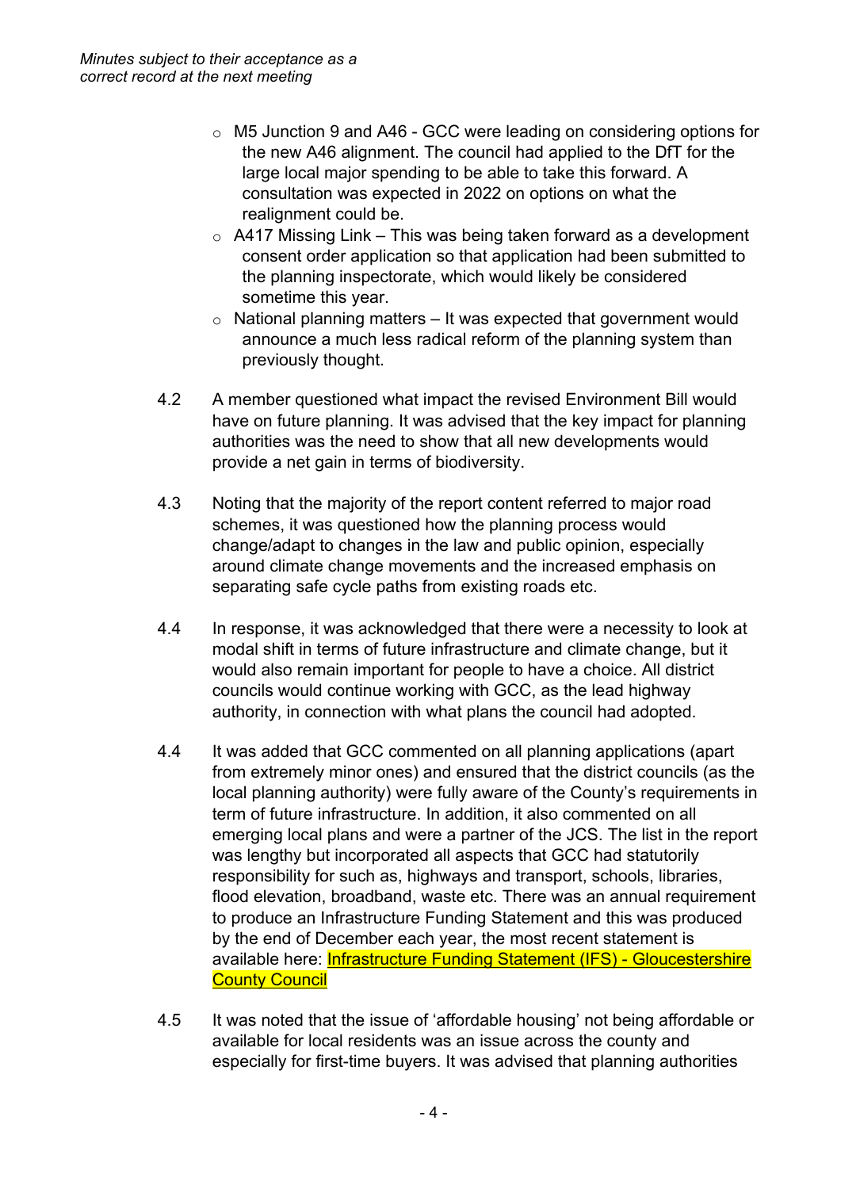- M5 Junction 9 and A46 - GCC were leading on considering options for the new A46 alignment. The council had applied to the DfT for the large local major spending to be able to take this forward. A consultation was expected in 2022 on options on what the realignment could be.
- A417 Missing Link – This was being taken forward as a development consent order application so that application had been submitted to the planning inspectorate, which would likely be considered sometime this year.
- National planning matters – It was expected that government would announce a much less radical reform of the planning system than previously thought.

4.2 A member questioned what impact the revised Environment Bill would have on future planning. It was advised that the key impact for planning authorities was the need to show that all new developments would provide a net gain in terms of biodiversity.

4.3 Noting that the majority of the report content referred to major road schemes, it was questioned how the planning process would change/adapt to changes in the law and public opinion, especially around climate change movements and the increased emphasis on separating safe cycle paths from existing roads etc.

4.4 In response, it was acknowledged that there were a necessity to look at modal shift in terms of future infrastructure and climate change, but it would also remain important for people to have a choice. All district councils would continue working with GCC, as the lead highway authority, in connection with what plans the council had adopted.

4.4 It was added that GCC commented on all planning applications (apart from extremely minor ones) and ensured that the district councils (as the local planning authority) were fully aware of the County's requirements in term of future infrastructure. In addition, it also commented on all emerging local plans and were a partner of the JCS. The list in the report was lengthy but incorporated all aspects that GCC had statutorily responsibility for such as, highways and transport, schools, libraries, flood elevation, broadband, waste etc. There was an annual requirement to produce an Infrastructure Funding Statement and this was produced by the end of December each year, the most recent statement is available here: Infrastructure Funding Statement (IFS) - Gloucestershire County Council

4.5 It was noted that the issue of 'affordable housing' not being affordable or available for local residents was an issue across the county and especially for first-time buyers. It was advised that planning authorities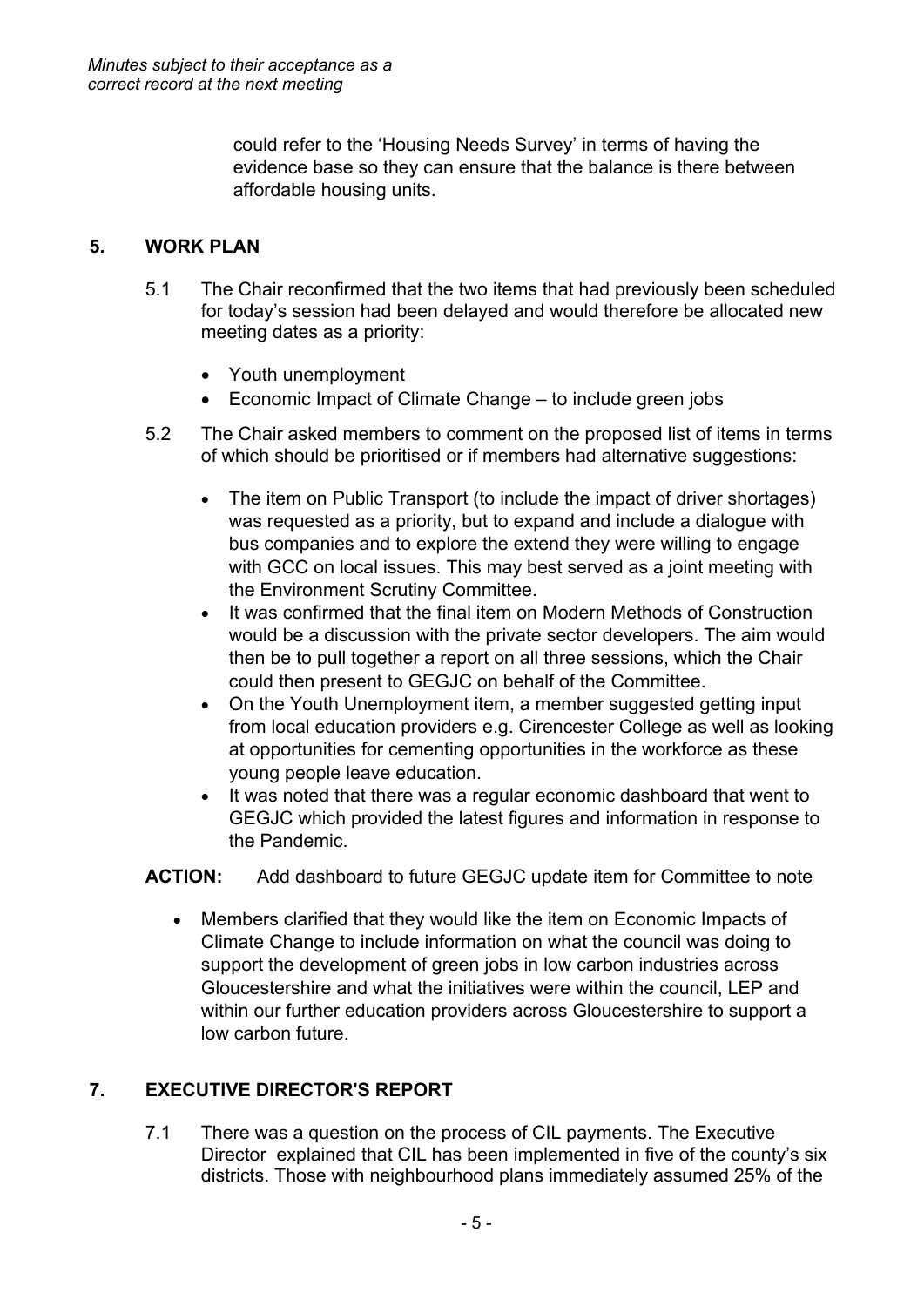*Minutes subject to their acceptance as a correct record at the next meeting*

could refer to the 'Housing Needs Survey' in terms of having the evidence base so they can ensure that the balance is there between affordable housing units.

## 5. WORK PLAN

5.1 The Chair reconfirmed that the two items that had previously been scheduled for today's session had been delayed and would therefore be allocated new meeting dates as a priority:

- Youth unemployment
- Economic Impact of Climate Change – to include green jobs

5.2 The Chair asked members to comment on the proposed list of items in terms of which should be prioritised or if members had alternative suggestions:

- The item on Public Transport (to include the impact of driver shortages) was requested as a priority, but to expand and include a dialogue with bus companies and to explore the extend they were willing to engage with GCC on local issues. This may best served as a joint meeting with the Environment Scrutiny Committee.
- It was confirmed that the final item on Modern Methods of Construction would be a discussion with the private sector developers. The aim would then be to pull together a report on all three sessions, which the Chair could then present to GEGJC on behalf of the Committee.
- On the Youth Unemployment item, a member suggested getting input from local education providers e.g. Cirencester College as well as looking at opportunities for cementing opportunities in the workforce as these young people leave education.
- It was noted that there was a regular economic dashboard that went to GEGJC which provided the latest figures and information in response to the Pandemic.

**ACTION:** Add dashboard to future GEGJC update item for Committee to note

- Members clarified that they would like the item on Economic Impacts of Climate Change to include information on what the council was doing to support the development of green jobs in low carbon industries across Gloucestershire and what the initiatives were within the council, LEP and within our further education providers across Gloucestershire to support a low carbon future.

## 7. EXECUTIVE DIRECTOR'S REPORT

7.1 There was a question on the process of CIL payments. The Executive Director explained that CIL has been implemented in five of the county's six districts. Those with neighbourhood plans immediately assumed 25% of the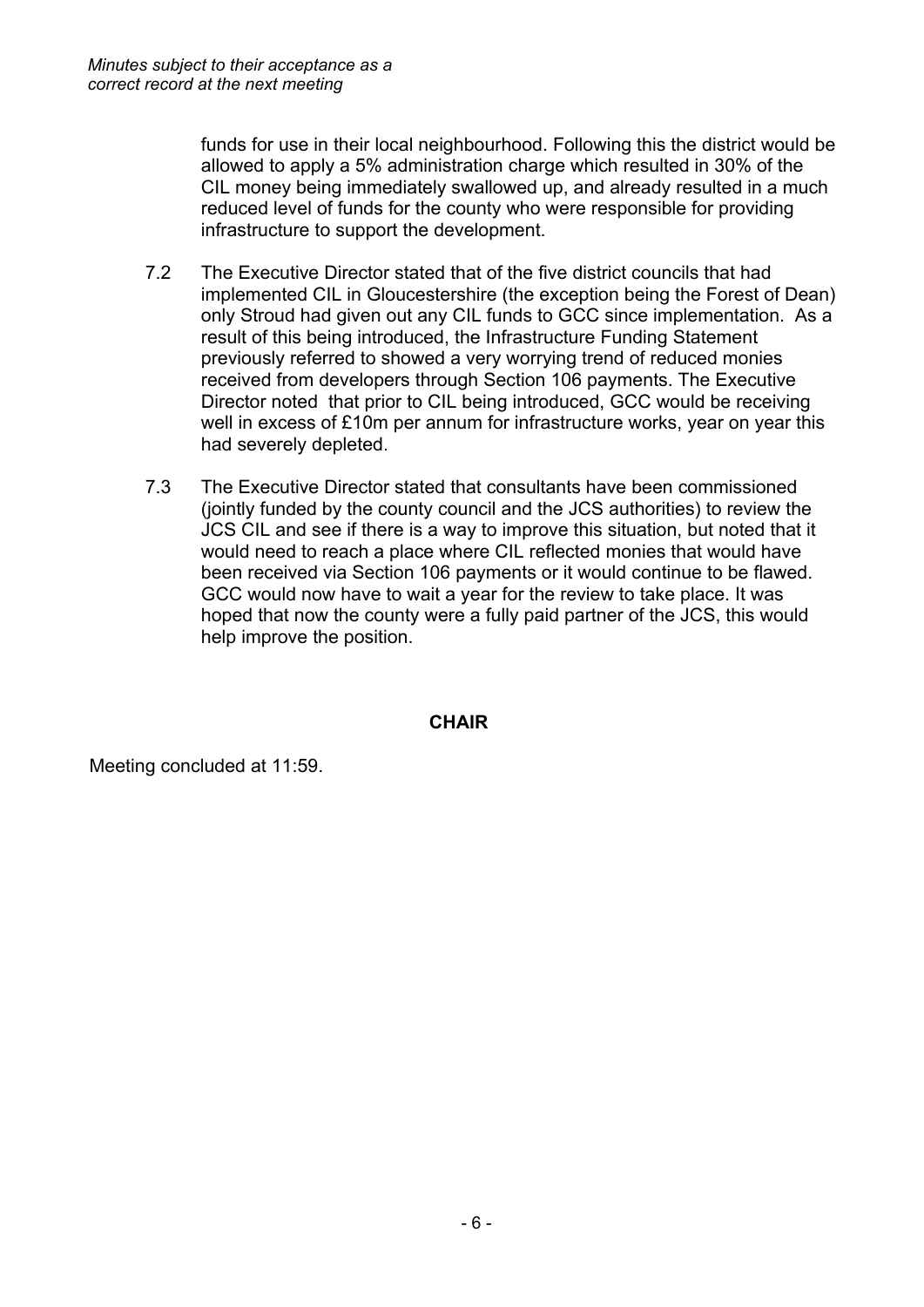*Minutes subject to their acceptance as a correct record at the next meeting*

funds for use in their local neighbourhood. Following this the district would be allowed to apply a 5% administration charge which resulted in 30% of the CIL money being immediately swallowed up, and already resulted in a much reduced level of funds for the county who were responsible for providing infrastructure to support the development.

7.2 The Executive Director stated that of the five district councils that had implemented CIL in Gloucestershire (the exception being the Forest of Dean) only Stroud had given out any CIL funds to GCC since implementation. As a result of this being introduced, the Infrastructure Funding Statement previously referred to showed a very worrying trend of reduced monies received from developers through Section 106 payments. The Executive Director noted that prior to CIL being introduced, GCC would be receiving well in excess of £10m per annum for infrastructure works, year on year this had severely depleted.

7.3 The Executive Director stated that consultants have been commissioned (jointly funded by the county council and the JCS authorities) to review the JCS CIL and see if there is a way to improve this situation, but noted that it would need to reach a place where CIL reflected monies that would have been received via Section 106 payments or it would continue to be flawed. GCC would now have to wait a year for the review to take place. It was hoped that now the county were a fully paid partner of the JCS, this would help improve the position.

**CHAIR**

Meeting concluded at 11:59.